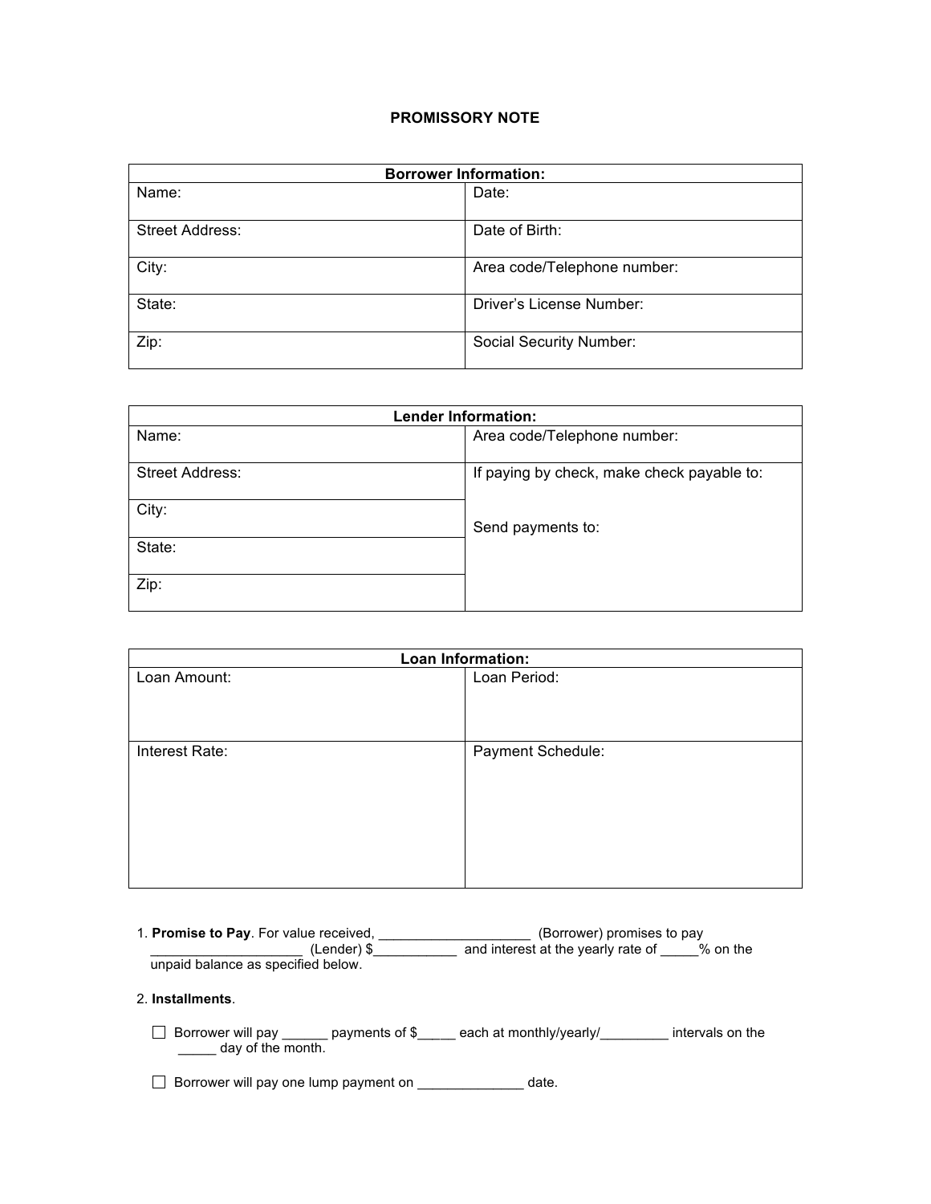# PROMISSORY NOTE

| Borrower Information: | |
|---|---|
| Name: | Date: |
| Street Address: | Date of Birth: |
| City: | Area code/Telephone number: |
| State: | Driver's License Number: |
| Zip: | Social Security Number: |

| Lender Information: | |
|---|---|
| Name: | Area code/Telephone number: |
| Street Address: | If paying by check, make check payable to: |
| City: | Send payments to: |
| State: | |
| Zip: | |

| Loan Information: | |
|---|---|
| Loan Amount: | Loan Period: |
| Interest Rate: | Payment Schedule: |

1. **Promise to Pay**. For value received, ____________________ (Borrower) promises to pay ____________________ (Lender) $___________ and interest at the yearly rate of _____% on the unpaid balance as specified below.

2. **Installments**.

☐ Borrower will pay ______ payments of $_____ each at monthly/yearly/_________ intervals on the _____ day of the month.

☐ Borrower will pay one lump payment on ______________ date.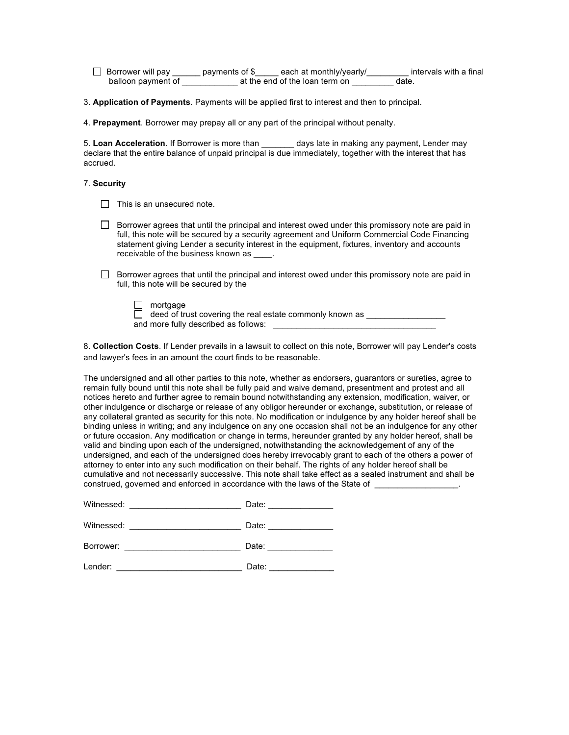☐ Borrower will pay ______ payments of $_____ each at monthly/yearly/_________ intervals with a final balloon payment of ____________ at the end of the loan term on _________ date.

3. **Application of Payments**. Payments will be applied first to interest and then to principal.

4. **Prepayment**. Borrower may prepay all or any part of the principal without penalty.

5. **Loan Acceleration**. If Borrower is more than _______ days late in making any payment, Lender may declare that the entire balance of unpaid principal is due immediately, together with the interest that has accrued.

7. **Security**

☐ This is an unsecured note.

☐ Borrower agrees that until the principal and interest owed under this promissory note are paid in full, this note will be secured by a security agreement and Uniform Commercial Code Financing statement giving Lender a security interest in the equipment, fixtures, inventory and accounts receivable of the business known as ____.

☐ Borrower agrees that until the principal and interest owed under this promissory note are paid in full, this note will be secured by the

☐ mortgage
☐ deed of trust covering the real estate commonly known as _________________
and more fully described as follows: ____________________________________

8. **Collection Costs**. If Lender prevails in a lawsuit to collect on this note, Borrower will pay Lender's costs and lawyer's fees in an amount the court finds to be reasonable.

The undersigned and all other parties to this note, whether as endorsers, guarantors or sureties, agree to remain fully bound until this note shall be fully paid and waive demand, presentment and protest and all notices hereto and further agree to remain bound notwithstanding any extension, modification, waiver, or other indulgence or discharge or release of any obligor hereunder or exchange, substitution, or release of any collateral granted as security for this note. No modification or indulgence by any holder hereof shall be binding unless in writing; and any indulgence on any one occasion shall not be an indulgence for any other or future occasion. Any modification or change in terms, hereunder granted by any holder hereof, shall be valid and binding upon each of the undersigned, notwithstanding the acknowledgement of any of the undersigned, and each of the undersigned does hereby irrevocably grant to each of the others a power of attorney to enter into any such modification on their behalf. The rights of any holder hereof shall be cumulative and not necessarily successive. This note shall take effect as a sealed instrument and shall be construed, governed and enforced in accordance with the laws of the State of __________________.

Witnessed: ________________________ Date: ______________

Witnessed: ________________________ Date: ______________

Borrower: _________________________ Date: ______________

Lender: ___________________________ Date: ______________